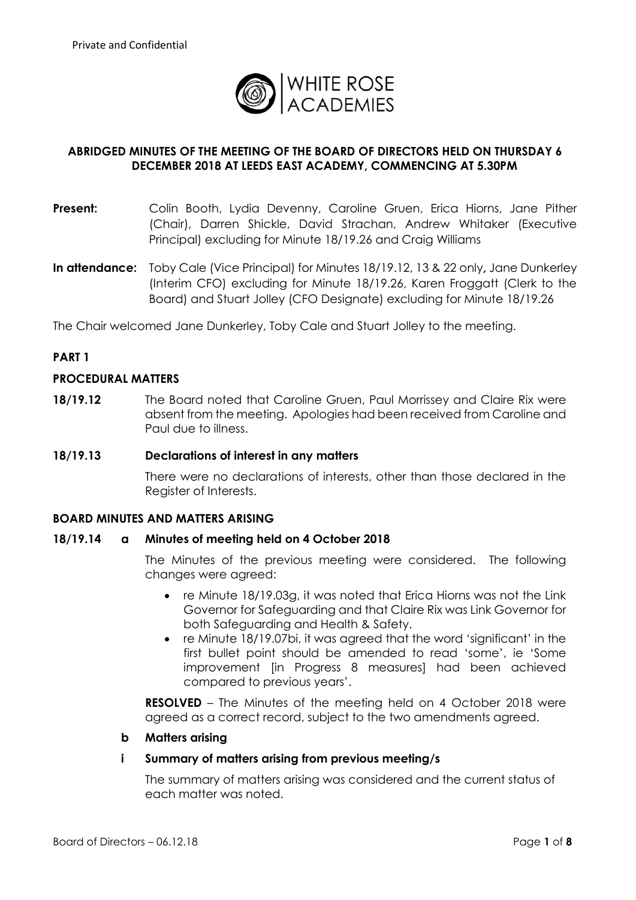Private and Confidential

WHITE ROSE ACADEMIES

**ABRIDGED MINUTES OF THE MEETING OF THE BOARD OF DIRECTORS HELD ON THURSDAY 6 DECEMBER 2018 AT LEEDS EAST ACADEMY, COMMENCING AT 5.30PM**

**Present:** Colin Booth, Lydia Devenny, Caroline Gruen, Erica Hiorns, Jane Pither (Chair), Darren Shickle, David Strachan, Andrew Whitaker (Executive Principal) excluding for Minute 18/19.26 and Craig Williams

**In attendance:** Toby Cale (Vice Principal) for Minutes 18/19.12, 13 & 22 only**,** Jane Dunkerley (Interim CFO) excluding for Minute 18/19.26, Karen Froggatt (Clerk to the Board) and Stuart Jolley (CFO Designate) excluding for Minute 18/19.26

The Chair welcomed Jane Dunkerley, Toby Cale and Stuart Jolley to the meeting.

## PART 1

### PROCEDURAL MATTERS

**18/19.12** The Board noted that Caroline Gruen, Paul Morrissey and Claire Rix were absent from the meeting. Apologies had been received from Caroline and Paul due to illness.

**18/19.13 Declarations of interest in any matters**

There were no declarations of interests, other than those declared in the Register of Interests.

### BOARD MINUTES AND MATTERS ARISING

**18/19.14 a Minutes of meeting held on 4 October 2018**

The Minutes of the previous meeting were considered. The following changes were agreed:

- re Minute 18/19.03g, it was noted that Erica Hiorns was not the Link Governor for Safeguarding and that Claire Rix was Link Governor for both Safeguarding and Health & Safety.
- re Minute 18/19.07bi, it was agreed that the word 'significant' in the first bullet point should be amended to read 'some', ie 'Some improvement [in Progress 8 measures] had been achieved compared to previous years'.

**RESOLVED** – The Minutes of the meeting held on 4 October 2018 were agreed as a correct record, subject to the two amendments agreed.

**b Matters arising**

**i Summary of matters arising from previous meeting/s**

The summary of matters arising was considered and the current status of each matter was noted.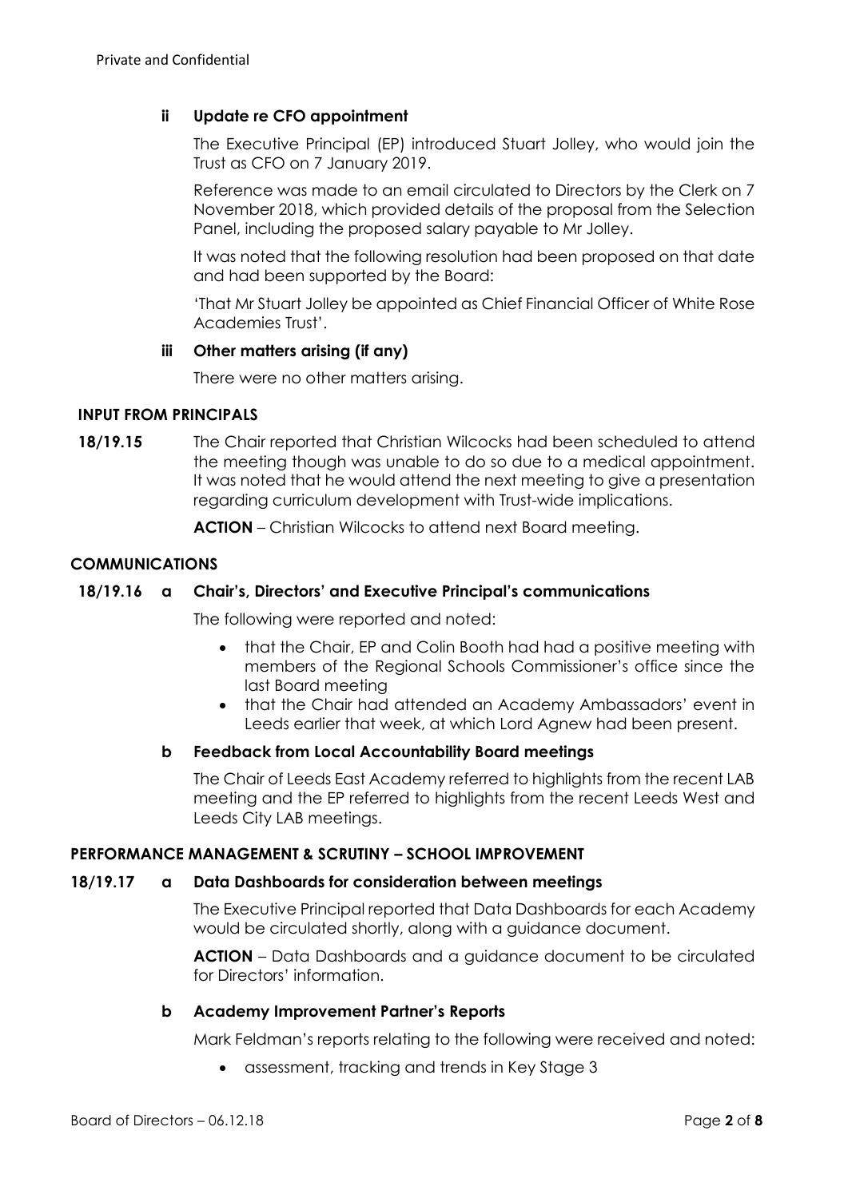**ii Update re CFO appointment**

The Executive Principal (EP) introduced Stuart Jolley, who would join the Trust as CFO on 7 January 2019.

Reference was made to an email circulated to Directors by the Clerk on 7 November 2018, which provided details of the proposal from the Selection Panel, including the proposed salary payable to Mr Jolley.

It was noted that the following resolution had been proposed on that date and had been supported by the Board:

'That Mr Stuart Jolley be appointed as Chief Financial Officer of White Rose Academies Trust'.

**iii Other matters arising (if any)**

There were no other matters arising.

## INPUT FROM PRINCIPALS

**18/19.15** The Chair reported that Christian Wilcocks had been scheduled to attend the meeting though was unable to do so due to a medical appointment. It was noted that he would attend the next meeting to give a presentation regarding curriculum development with Trust-wide implications.

**ACTION** – Christian Wilcocks to attend next Board meeting.

## COMMUNICATIONS

**18/19.16 a Chair's, Directors' and Executive Principal's communications**

The following were reported and noted:

- that the Chair, EP and Colin Booth had had a positive meeting with members of the Regional Schools Commissioner's office since the last Board meeting
- that the Chair had attended an Academy Ambassadors' event in Leeds earlier that week, at which Lord Agnew had been present.

**b Feedback from Local Accountability Board meetings**

The Chair of Leeds East Academy referred to highlights from the recent LAB meeting and the EP referred to highlights from the recent Leeds West and Leeds City LAB meetings.

## PERFORMANCE MANAGEMENT & SCRUTINY – SCHOOL IMPROVEMENT

**18/19.17 a Data Dashboards for consideration between meetings**

The Executive Principal reported that Data Dashboards for each Academy would be circulated shortly, along with a guidance document.

**ACTION** – Data Dashboards and a guidance document to be circulated for Directors' information.

**b Academy Improvement Partner's Reports**

Mark Feldman's reports relating to the following were received and noted:

- assessment, tracking and trends in Key Stage 3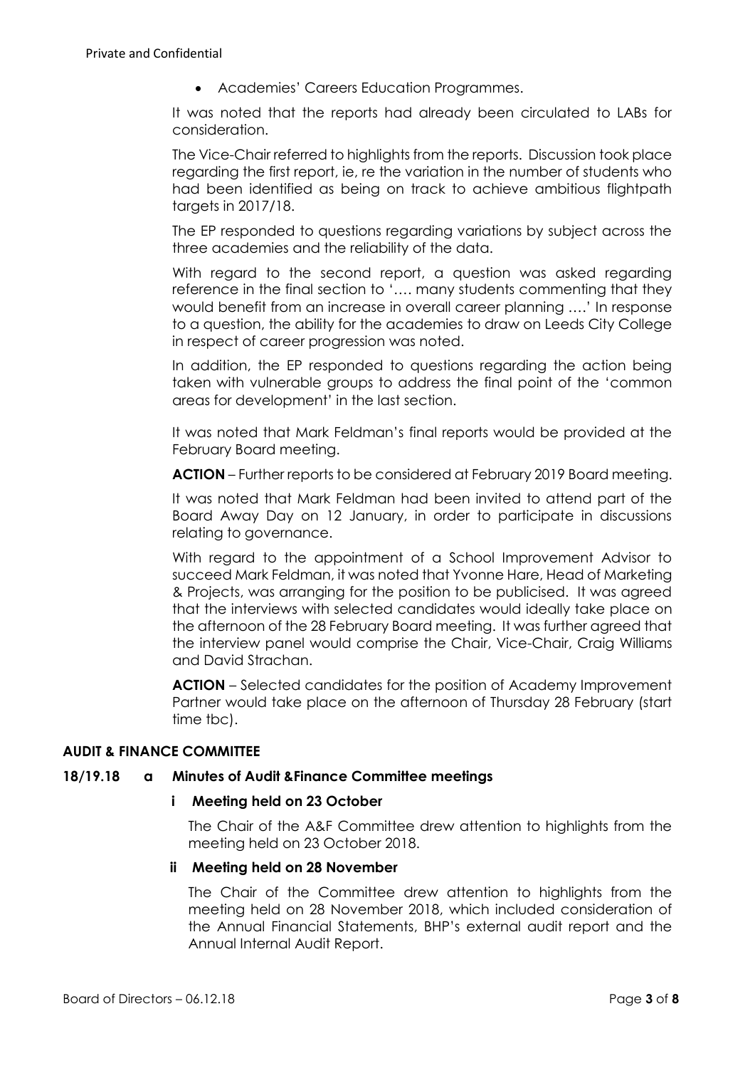- Academies' Careers Education Programmes.

It was noted that the reports had already been circulated to LABs for consideration.

The Vice-Chair referred to highlights from the reports. Discussion took place regarding the first report, ie, re the variation in the number of students who had been identified as being on track to achieve ambitious flightpath targets in 2017/18.

The EP responded to questions regarding variations by subject across the three academies and the reliability of the data.

With regard to the second report, a question was asked regarding reference in the final section to '…. many students commenting that they would benefit from an increase in overall career planning ….' In response to a question, the ability for the academies to draw on Leeds City College in respect of career progression was noted.

In addition, the EP responded to questions regarding the action being taken with vulnerable groups to address the final point of the 'common areas for development' in the last section.

It was noted that Mark Feldman's final reports would be provided at the February Board meeting.

**ACTION** – Further reports to be considered at February 2019 Board meeting.

It was noted that Mark Feldman had been invited to attend part of the Board Away Day on 12 January, in order to participate in discussions relating to governance.

With regard to the appointment of a School Improvement Advisor to succeed Mark Feldman, it was noted that Yvonne Hare, Head of Marketing & Projects, was arranging for the position to be publicised. It was agreed that the interviews with selected candidates would ideally take place on the afternoon of the 28 February Board meeting. It was further agreed that the interview panel would comprise the Chair, Vice-Chair, Craig Williams and David Strachan.

**ACTION** – Selected candidates for the position of Academy Improvement Partner would take place on the afternoon of Thursday 28 February (start time tbc).

## AUDIT & FINANCE COMMITTEE

### 18/19.18 a Minutes of Audit &Finance Committee meetings

#### i Meeting held on 23 October

The Chair of the A&F Committee drew attention to highlights from the meeting held on 23 October 2018.

#### ii Meeting held on 28 November

The Chair of the Committee drew attention to highlights from the meeting held on 28 November 2018, which included consideration of the Annual Financial Statements, BHP's external audit report and the Annual Internal Audit Report.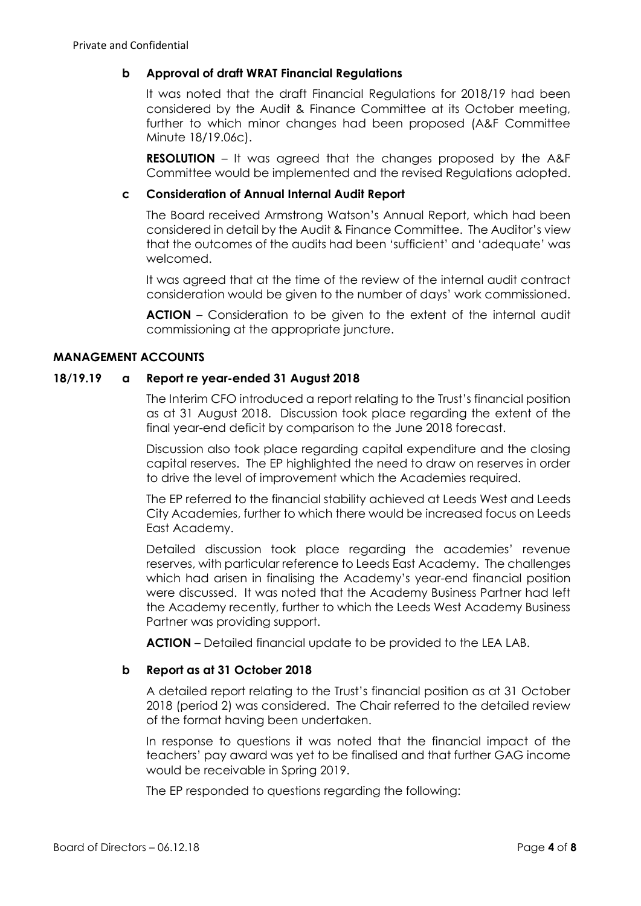**b Approval of draft WRAT Financial Regulations**

It was noted that the draft Financial Regulations for 2018/19 had been considered by the Audit & Finance Committee at its October meeting, further to which minor changes had been proposed (A&F Committee Minute 18/19.06c).

**RESOLUTION** – It was agreed that the changes proposed by the A&F Committee would be implemented and the revised Regulations adopted.

**c Consideration of Annual Internal Audit Report**

The Board received Armstrong Watson's Annual Report, which had been considered in detail by the Audit & Finance Committee. The Auditor's view that the outcomes of the audits had been 'sufficient' and 'adequate' was welcomed.

It was agreed that at the time of the review of the internal audit contract consideration would be given to the number of days' work commissioned.

**ACTION** – Consideration to be given to the extent of the internal audit commissioning at the appropriate juncture.

**MANAGEMENT ACCOUNTS**

**18/19.19 a Report re year-ended 31 August 2018**

The Interim CFO introduced a report relating to the Trust's financial position as at 31 August 2018. Discussion took place regarding the extent of the final year-end deficit by comparison to the June 2018 forecast.

Discussion also took place regarding capital expenditure and the closing capital reserves. The EP highlighted the need to draw on reserves in order to drive the level of improvement which the Academies required.

The EP referred to the financial stability achieved at Leeds West and Leeds City Academies, further to which there would be increased focus on Leeds East Academy.

Detailed discussion took place regarding the academies' revenue reserves, with particular reference to Leeds East Academy. The challenges which had arisen in finalising the Academy's year-end financial position were discussed. It was noted that the Academy Business Partner had left the Academy recently, further to which the Leeds West Academy Business Partner was providing support.

**ACTION** – Detailed financial update to be provided to the LEA LAB.

**b Report as at 31 October 2018**

A detailed report relating to the Trust's financial position as at 31 October 2018 (period 2) was considered. The Chair referred to the detailed review of the format having been undertaken.

In response to questions it was noted that the financial impact of the teachers' pay award was yet to be finalised and that further GAG income would be receivable in Spring 2019.

The EP responded to questions regarding the following: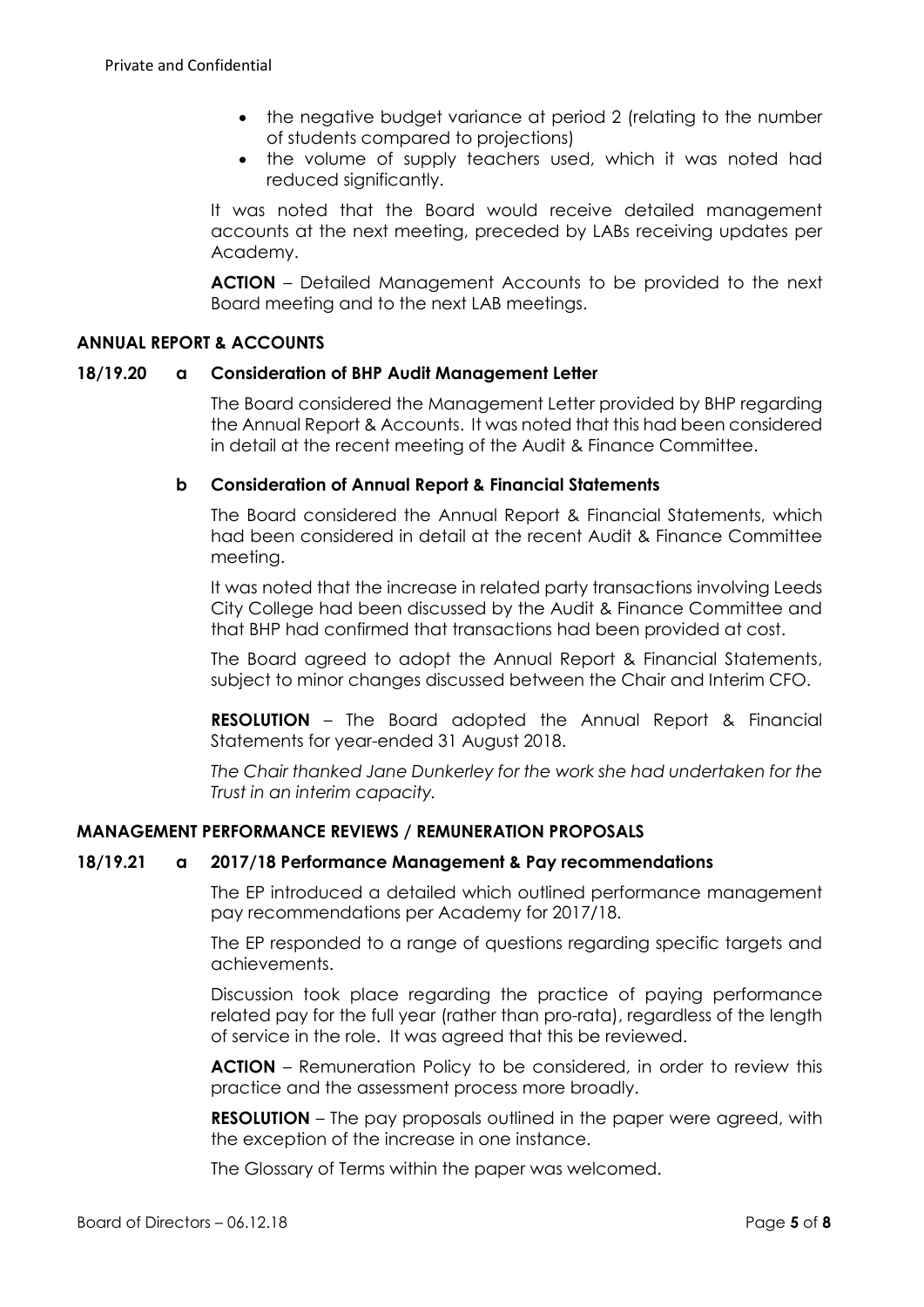- the negative budget variance at period 2 (relating to the number of students compared to projections)
- the volume of supply teachers used, which it was noted had reduced significantly.

It was noted that the Board would receive detailed management accounts at the next meeting, preceded by LABs receiving updates per Academy.

**ACTION** – Detailed Management Accounts to be provided to the next Board meeting and to the next LAB meetings.

**ANNUAL REPORT & ACCOUNTS**

**18/19.20 a Consideration of BHP Audit Management Letter**

The Board considered the Management Letter provided by BHP regarding the Annual Report & Accounts. It was noted that this had been considered in detail at the recent meeting of the Audit & Finance Committee.

**b Consideration of Annual Report & Financial Statements**

The Board considered the Annual Report & Financial Statements, which had been considered in detail at the recent Audit & Finance Committee meeting.

It was noted that the increase in related party transactions involving Leeds City College had been discussed by the Audit & Finance Committee and that BHP had confirmed that transactions had been provided at cost.

The Board agreed to adopt the Annual Report & Financial Statements, subject to minor changes discussed between the Chair and Interim CFO.

**RESOLUTION** – The Board adopted the Annual Report & Financial Statements for year-ended 31 August 2018.

*The Chair thanked Jane Dunkerley for the work she had undertaken for the Trust in an interim capacity.*

**MANAGEMENT PERFORMANCE REVIEWS / REMUNERATION PROPOSALS**

**18/19.21 a 2017/18 Performance Management & Pay recommendations**

The EP introduced a detailed which outlined performance management pay recommendations per Academy for 2017/18.

The EP responded to a range of questions regarding specific targets and achievements.

Discussion took place regarding the practice of paying performance related pay for the full year (rather than pro-rata), regardless of the length of service in the role. It was agreed that this be reviewed.

**ACTION** – Remuneration Policy to be considered, in order to review this practice and the assessment process more broadly.

**RESOLUTION** – The pay proposals outlined in the paper were agreed, with the exception of the increase in one instance.

The Glossary of Terms within the paper was welcomed.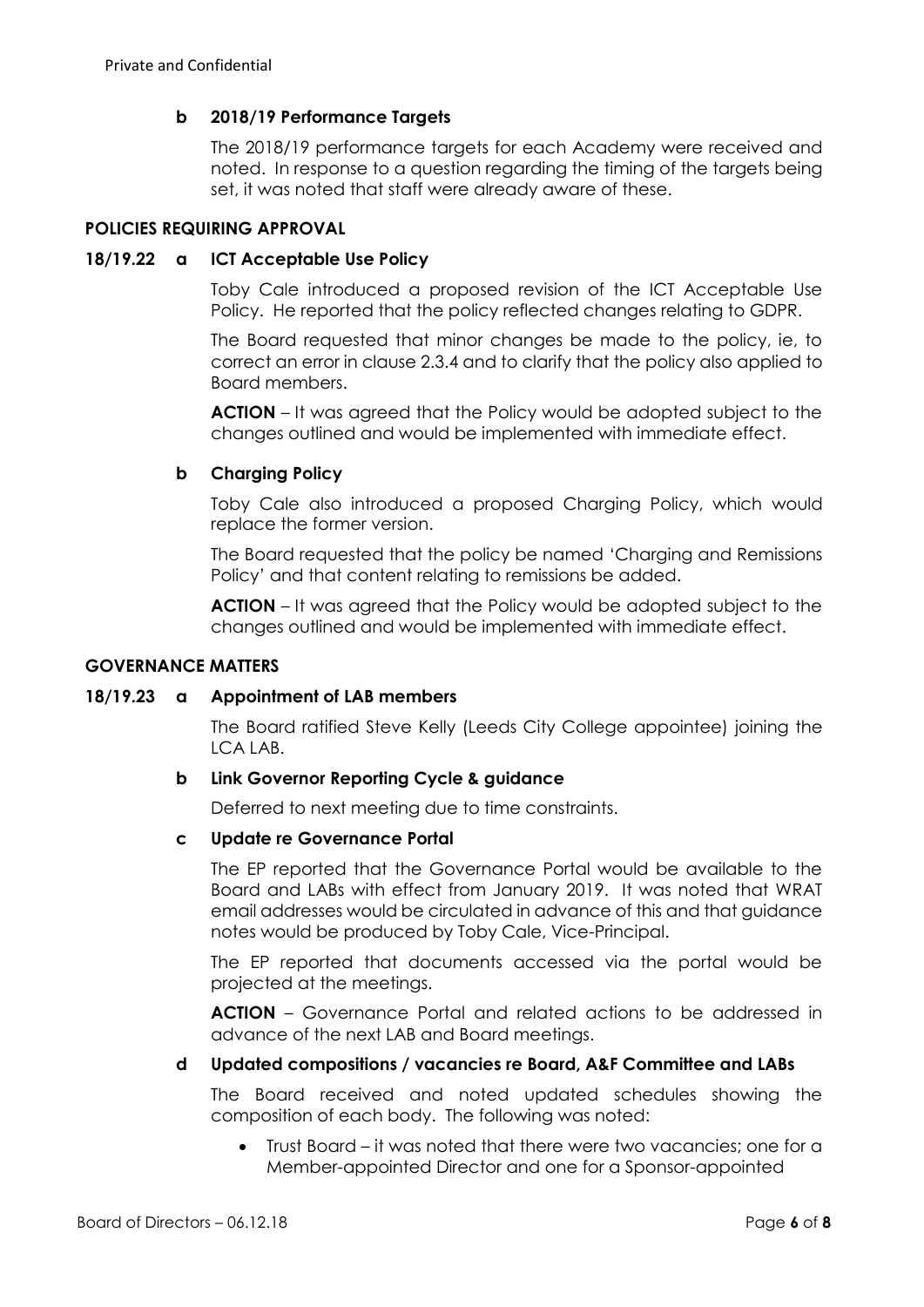Private and Confidential

**b 2018/19 Performance Targets**

The 2018/19 performance targets for each Academy were received and noted. In response to a question regarding the timing of the targets being set, it was noted that staff were already aware of these.

### POLICIES REQUIRING APPROVAL

**18/19.22 a ICT Acceptable Use Policy**

Toby Cale introduced a proposed revision of the ICT Acceptable Use Policy. He reported that the policy reflected changes relating to GDPR.

The Board requested that minor changes be made to the policy, ie, to correct an error in clause 2.3.4 and to clarify that the policy also applied to Board members.

**ACTION** – It was agreed that the Policy would be adopted subject to the changes outlined and would be implemented with immediate effect.

**b Charging Policy**

Toby Cale also introduced a proposed Charging Policy, which would replace the former version.

The Board requested that the policy be named 'Charging and Remissions Policy' and that content relating to remissions be added.

**ACTION** – It was agreed that the Policy would be adopted subject to the changes outlined and would be implemented with immediate effect.

### GOVERNANCE MATTERS

**18/19.23 a Appointment of LAB members**

The Board ratified Steve Kelly (Leeds City College appointee) joining the LCA LAB.

**b Link Governor Reporting Cycle & guidance**

Deferred to next meeting due to time constraints.

**c Update re Governance Portal**

The EP reported that the Governance Portal would be available to the Board and LABs with effect from January 2019. It was noted that WRAT email addresses would be circulated in advance of this and that guidance notes would be produced by Toby Cale, Vice-Principal.

The EP reported that documents accessed via the portal would be projected at the meetings.

**ACTION** – Governance Portal and related actions to be addressed in advance of the next LAB and Board meetings.

**d Updated compositions / vacancies re Board, A&F Committee and LABs**

The Board received and noted updated schedules showing the composition of each body. The following was noted:

- Trust Board – it was noted that there were two vacancies; one for a Member-appointed Director and one for a Sponsor-appointed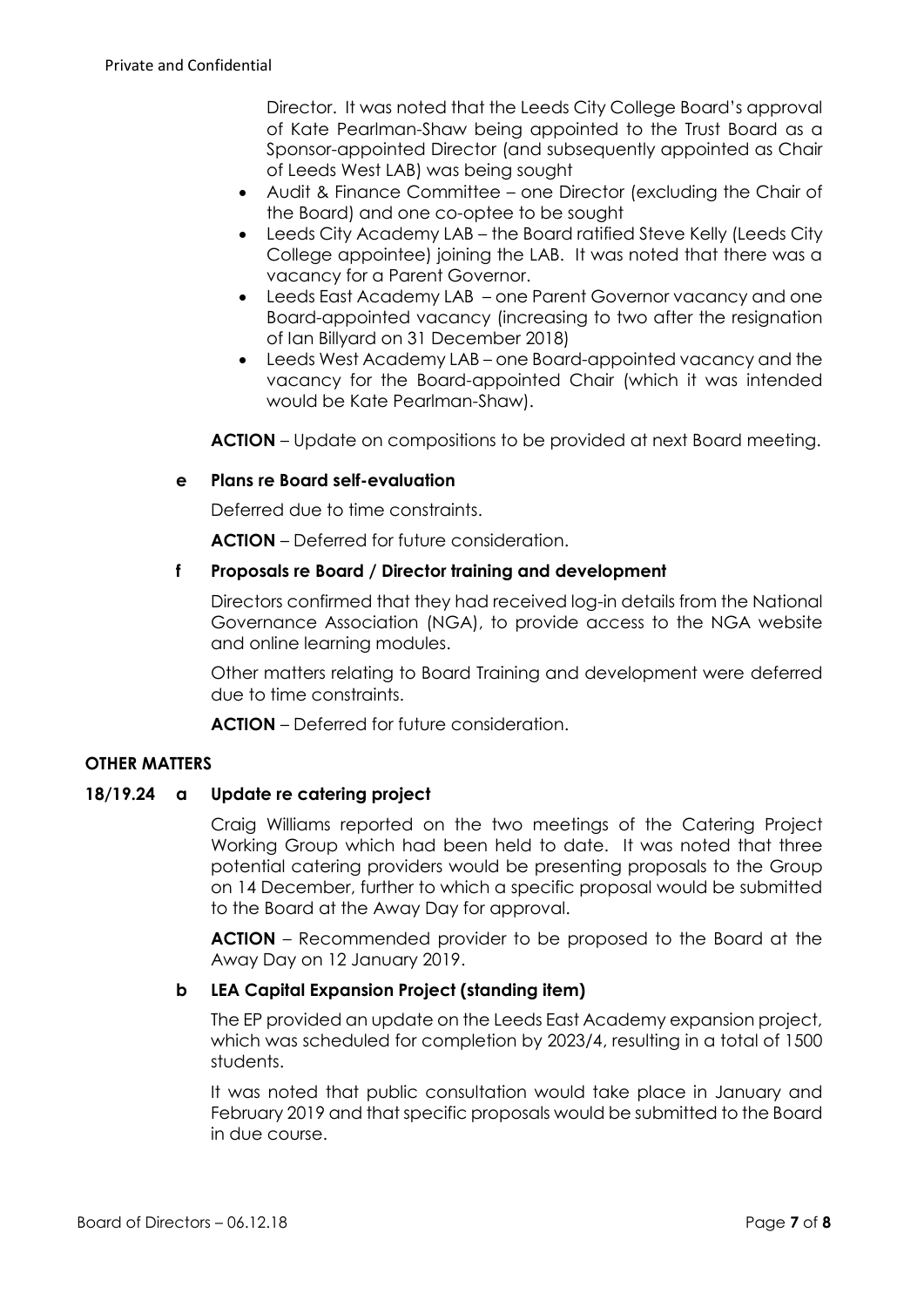Director. It was noted that the Leeds City College Board's approval of Kate Pearlman-Shaw being appointed to the Trust Board as a Sponsor-appointed Director (and subsequently appointed as Chair of Leeds West LAB) was being sought

- Audit & Finance Committee – one Director (excluding the Chair of the Board) and one co-optee to be sought
- Leeds City Academy LAB – the Board ratified Steve Kelly (Leeds City College appointee) joining the LAB. It was noted that there was a vacancy for a Parent Governor.
- Leeds East Academy LAB – one Parent Governor vacancy and one Board-appointed vacancy (increasing to two after the resignation of Ian Billyard on 31 December 2018)
- Leeds West Academy LAB – one Board-appointed vacancy and the vacancy for the Board-appointed Chair (which it was intended would be Kate Pearlman-Shaw).

**ACTION** – Update on compositions to be provided at next Board meeting.

**e Plans re Board self-evaluation**

Deferred due to time constraints.

**ACTION** – Deferred for future consideration.

**f Proposals re Board / Director training and development**

Directors confirmed that they had received log-in details from the National Governance Association (NGA), to provide access to the NGA website and online learning modules.

Other matters relating to Board Training and development were deferred due to time constraints.

**ACTION** – Deferred for future consideration.

**OTHER MATTERS**

**18/19.24 a Update re catering project**

Craig Williams reported on the two meetings of the Catering Project Working Group which had been held to date. It was noted that three potential catering providers would be presenting proposals to the Group on 14 December, further to which a specific proposal would be submitted to the Board at the Away Day for approval.

**ACTION** – Recommended provider to be proposed to the Board at the Away Day on 12 January 2019.

**b LEA Capital Expansion Project (standing item)**

The EP provided an update on the Leeds East Academy expansion project, which was scheduled for completion by 2023/4, resulting in a total of 1500 students.

It was noted that public consultation would take place in January and February 2019 and that specific proposals would be submitted to the Board in due course.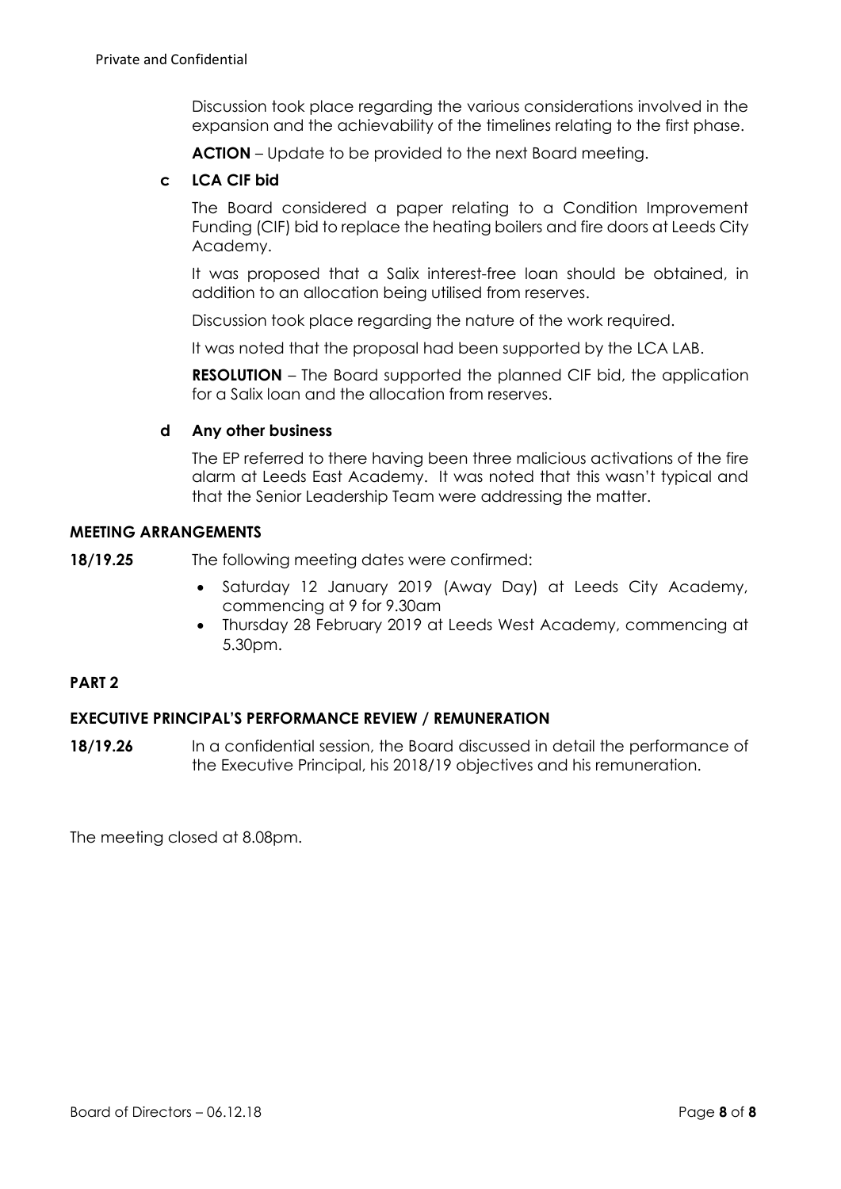Discussion took place regarding the various considerations involved in the expansion and the achievability of the timelines relating to the first phase.

**ACTION** – Update to be provided to the next Board meeting.

**c LCA CIF bid**

The Board considered a paper relating to a Condition Improvement Funding (CIF) bid to replace the heating boilers and fire doors at Leeds City Academy.

It was proposed that a Salix interest-free loan should be obtained, in addition to an allocation being utilised from reserves.

Discussion took place regarding the nature of the work required.

It was noted that the proposal had been supported by the LCA LAB.

**RESOLUTION** – The Board supported the planned CIF bid, the application for a Salix loan and the allocation from reserves.

**d Any other business**

The EP referred to there having been three malicious activations of the fire alarm at Leeds East Academy. It was noted that this wasn't typical and that the Senior Leadership Team were addressing the matter.

**MEETING ARRANGEMENTS**

**18/19.25** The following meeting dates were confirmed:

- Saturday 12 January 2019 (Away Day) at Leeds City Academy, commencing at 9 for 9.30am
- Thursday 28 February 2019 at Leeds West Academy, commencing at 5.30pm.

**PART 2**

**EXECUTIVE PRINCIPAL'S PERFORMANCE REVIEW / REMUNERATION**

**18/19.26** In a confidential session, the Board discussed in detail the performance of the Executive Principal, his 2018/19 objectives and his remuneration.

The meeting closed at 8.08pm.